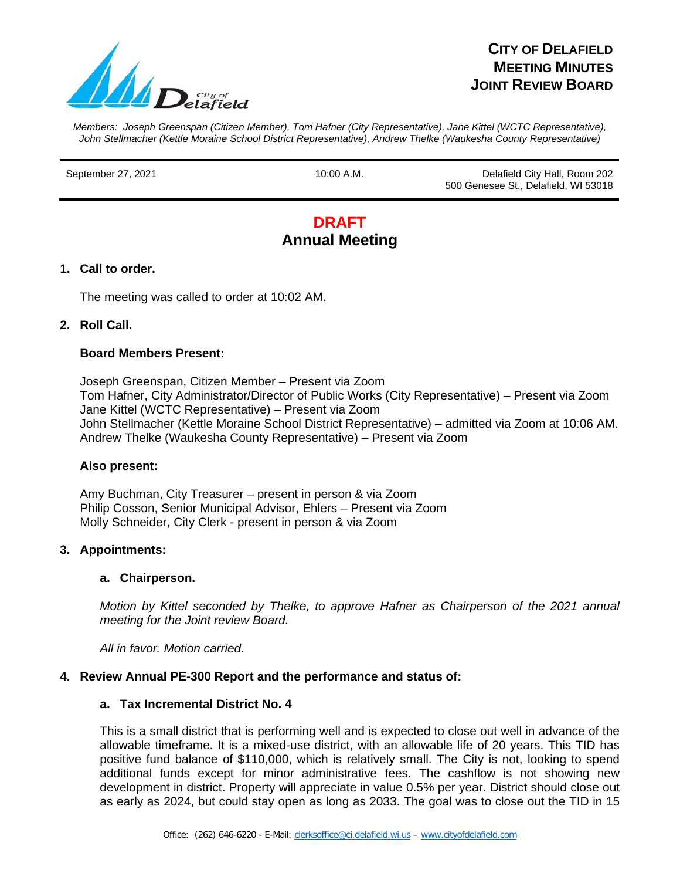# City of Delafield Meeting Minutes Joint Review Board

*Members: Joseph Greenspan (Citizen Member), Tom Hafner (City Representative), Jane Kittel (WCTC Representative), John Stellmacher (Kettle Moraine School District Representative), Andrew Thelke (Waukesha County Representative)*

September 27, 2021 — 10:00 A.M. — Delafield City Hall, Room 202, 500 Genesee St., Delafield, WI 53018

## DRAFT
## Annual Meeting

**1. Call to order.**

The meeting was called to order at 10:02 AM.

**2. Roll Call.**

**Board Members Present:**

Joseph Greenspan, Citizen Member – Present via Zoom
Tom Hafner, City Administrator/Director of Public Works (City Representative) – Present via Zoom
Jane Kittel (WCTC Representative) – Present via Zoom
John Stellmacher (Kettle Moraine School District Representative) – admitted via Zoom at 10:06 AM.
Andrew Thelke (Waukesha County Representative) – Present via Zoom

**Also present:**

Amy Buchman, City Treasurer – present in person & via Zoom
Philip Cosson, Senior Municipal Advisor, Ehlers – Present via Zoom
Molly Schneider, City Clerk - present in person & via Zoom

**3. Appointments:**

**a. Chairperson.**

*Motion by Kittel seconded by Thelke, to approve Hafner as Chairperson of the 2021 annual meeting for the Joint review Board.*

*All in favor. Motion carried.*

**4. Review Annual PE-300 Report and the performance and status of:**

**a. Tax Incremental District No. 4**

This is a small district that is performing well and is expected to close out well in advance of the allowable timeframe. It is a mixed-use district, with an allowable life of 20 years. This TID has positive fund balance of $110,000, which is relatively small. The City is not, looking to spend additional funds except for minor administrative fees. The cashflow is not showing new development in district. Property will appreciate in value 0.5% per year. District should close out as early as 2024, but could stay open as long as 2033. The goal was to close out the TID in 15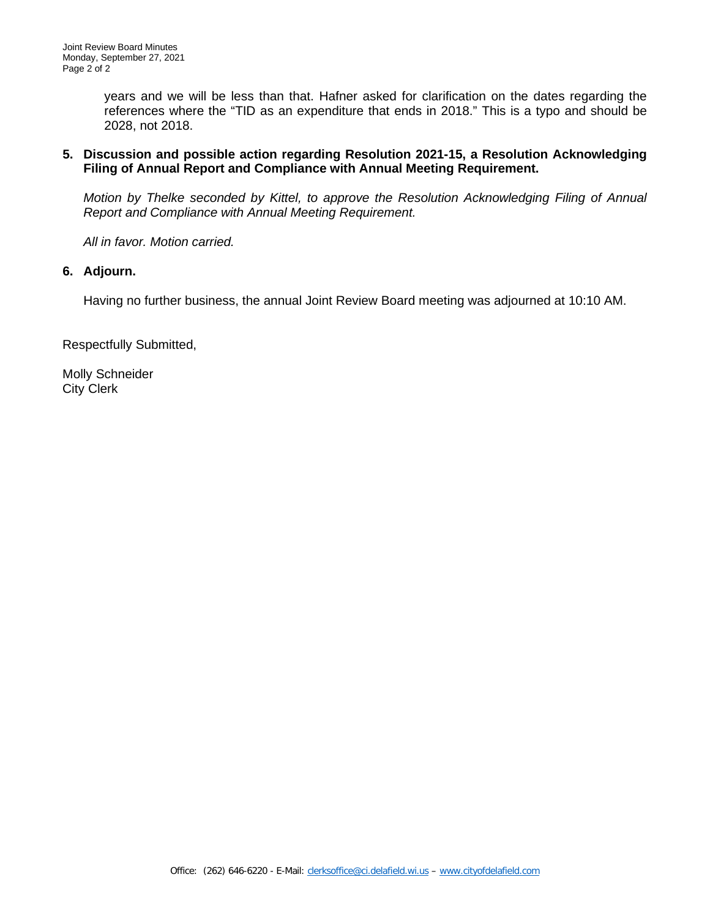years and we will be less than that. Hafner asked for clarification on the dates regarding the references where the "TID as an expenditure that ends in 2018." This is a typo and should be 2028, not 2018.

**5. Discussion and possible action regarding Resolution 2021-15, a Resolution Acknowledging Filing of Annual Report and Compliance with Annual Meeting Requirement.**

*Motion by Thelke seconded by Kittel, to approve the Resolution Acknowledging Filing of Annual Report and Compliance with Annual Meeting Requirement.*

*All in favor. Motion carried.*

**6. Adjourn.**

Having no further business, the annual Joint Review Board meeting was adjourned at 10:10 AM.

Respectfully Submitted,

Molly Schneider
City Clerk

Office: (262) 646-6220 - E-Mail: clerksoffice@ci.delafield.wi.us – www.cityofdelafield.com